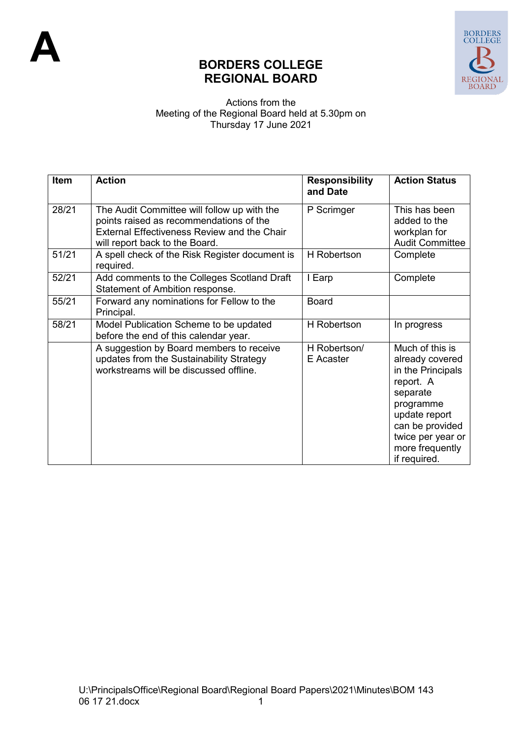A

# BORDERS COLLEGE
# REGIONAL BOARD

Actions from the
Meeting of the Regional Board held at 5.30pm on
Thursday 17 June 2021

| Item | Action | Responsibility and Date | Action Status |
|---|---|---|---|
| 28/21 | The Audit Committee will follow up with the points raised as recommendations of the External Effectiveness Review and the Chair will report back to the Board. | P Scrimger | This has been added to the workplan for Audit Committee |
| 51/21 | A spell check of the Risk Register document is required. | H Robertson | Complete |
| 52/21 | Add comments to the Colleges Scotland Draft Statement of Ambition response. | I Earp | Complete |
| 55/21 | Forward any nominations for Fellow to the Principal. | Board | |
| 58/21 | Model Publication Scheme to be updated before the end of this calendar year. | H Robertson | In progress |
| | A suggestion by Board members to receive updates from the Sustainability Strategy workstreams will be discussed offline. | H Robertson/ E Acaster | Much of this is already covered in the Principals report. A separate programme update report can be provided twice per year or more frequently if required. |

U:\PrincipalsOffice\Regional Board\Regional Board Papers\2021\Minutes\BOM 143 06 17 21.docx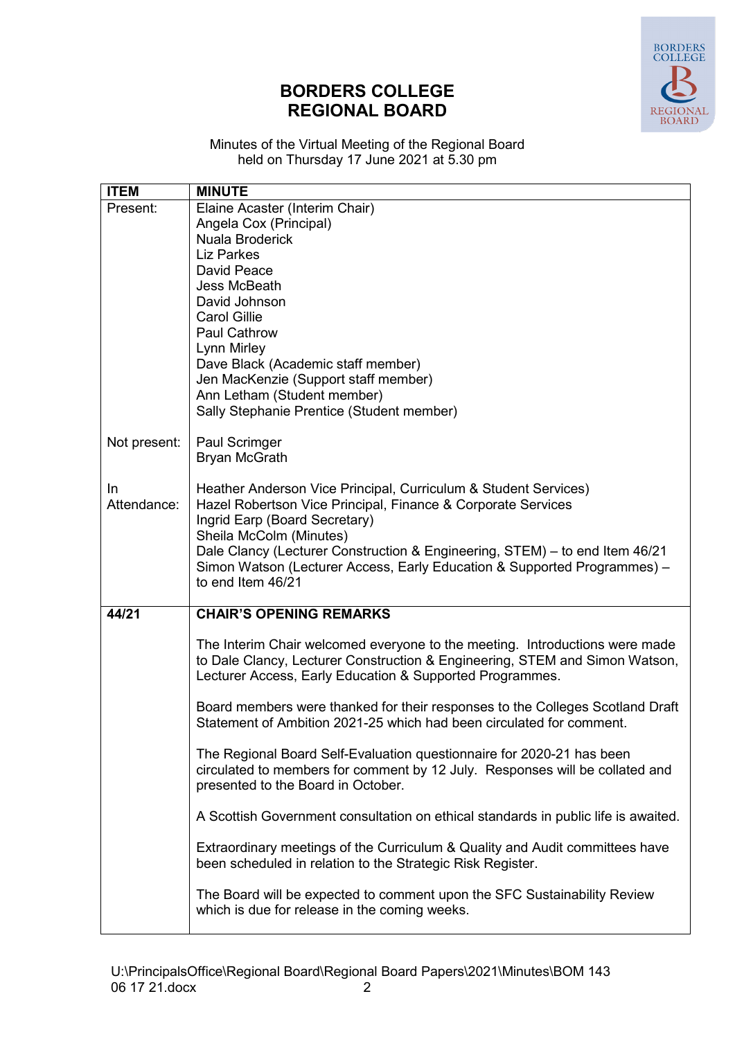# BORDERS COLLEGE REGIONAL BOARD

Minutes of the Virtual Meeting of the Regional Board held on Thursday 17 June 2021 at 5.30 pm

| ITEM | MINUTE |
|---|---|
| Present: | Elaine Acaster (Interim Chair)<br>Angela Cox (Principal)<br>Nuala Broderick<br>Liz Parkes<br>David Peace<br>Jess McBeath<br>David Johnson<br>Carol Gillie<br>Paul Cathrow<br>Lynn Mirley<br>Dave Black (Academic staff member)<br>Jen MacKenzie (Support staff member)<br>Ann Letham (Student member)<br>Sally Stephanie Prentice (Student member) |
| Not present: | Paul Scrimger<br>Bryan McGrath |
| In Attendance: | Heather Anderson Vice Principal, Curriculum & Student Services)<br>Hazel Robertson Vice Principal, Finance & Corporate Services<br>Ingrid Earp (Board Secretary)<br>Sheila McColm (Minutes)<br>Dale Clancy (Lecturer Construction & Engineering, STEM) – to end Item 46/21<br>Simon Watson (Lecturer Access, Early Education & Supported Programmes) – to end Item 46/21 |
| **44/21** | **CHAIR'S OPENING REMARKS**<br><br>The Interim Chair welcomed everyone to the meeting. Introductions were made to Dale Clancy, Lecturer Construction & Engineering, STEM and Simon Watson, Lecturer Access, Early Education & Supported Programmes.<br><br>Board members were thanked for their responses to the Colleges Scotland Draft Statement of Ambition 2021-25 which had been circulated for comment.<br><br>The Regional Board Self-Evaluation questionnaire for 2020-21 has been circulated to members for comment by 12 July. Responses will be collated and presented to the Board in October.<br><br>A Scottish Government consultation on ethical standards in public life is awaited.<br><br>Extraordinary meetings of the Curriculum & Quality and Audit committees have been scheduled in relation to the Strategic Risk Register.<br><br>The Board will be expected to comment upon the SFC Sustainability Review which is due for release in the coming weeks. |

U:\PrincipalsOffice\Regional Board\Regional Board Papers\2021\Minutes\BOM 143 06 17 21.docx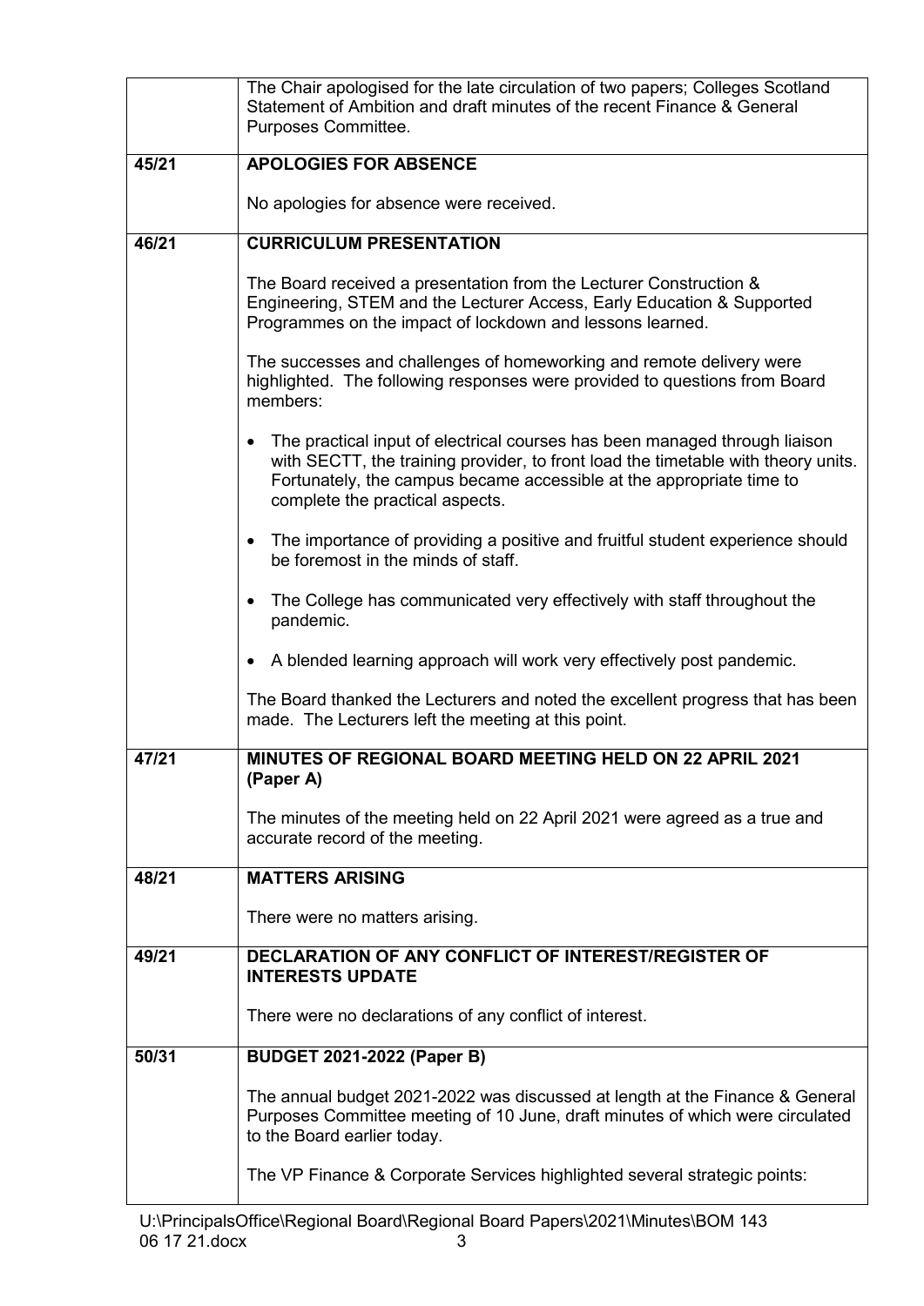| | |
|---|---|
| | The Chair apologised for the late circulation of two papers; Colleges Scotland Statement of Ambition and draft minutes of the recent Finance & General Purposes Committee. |
| **45/21** | **APOLOGIES FOR ABSENCE**<br><br>No apologies for absence were received. |
| **46/21** | **CURRICULUM PRESENTATION**<br><br>The Board received a presentation from the Lecturer Construction & Engineering, STEM and the Lecturer Access, Early Education & Supported Programmes on the impact of lockdown and lessons learned.<br><br>The successes and challenges of homeworking and remote delivery were highlighted. The following responses were provided to questions from Board members:<br><br>• The practical input of electrical courses has been managed through liaison with SECTT, the training provider, to front load the timetable with theory units. Fortunately, the campus became accessible at the appropriate time to complete the practical aspects.<br><br>• The importance of providing a positive and fruitful student experience should be foremost in the minds of staff.<br><br>• The College has communicated very effectively with staff throughout the pandemic.<br><br>• A blended learning approach will work very effectively post pandemic.<br><br>The Board thanked the Lecturers and noted the excellent progress that has been made. The Lecturers left the meeting at this point. |
| **47/21** | **MINUTES OF REGIONAL BOARD MEETING HELD ON 22 APRIL 2021 (Paper A)**<br><br>The minutes of the meeting held on 22 April 2021 were agreed as a true and accurate record of the meeting. |
| **48/21** | **MATTERS ARISING**<br><br>There were no matters arising. |
| **49/21** | **DECLARATION OF ANY CONFLICT OF INTEREST/REGISTER OF INTERESTS UPDATE**<br><br>There were no declarations of any conflict of interest. |
| **50/31** | **BUDGET 2021-2022 (Paper B)**<br><br>The annual budget 2021-2022 was discussed at length at the Finance & General Purposes Committee meeting of 10 June, draft minutes of which were circulated to the Board earlier today.<br><br>The VP Finance & Corporate Services highlighted several strategic points: |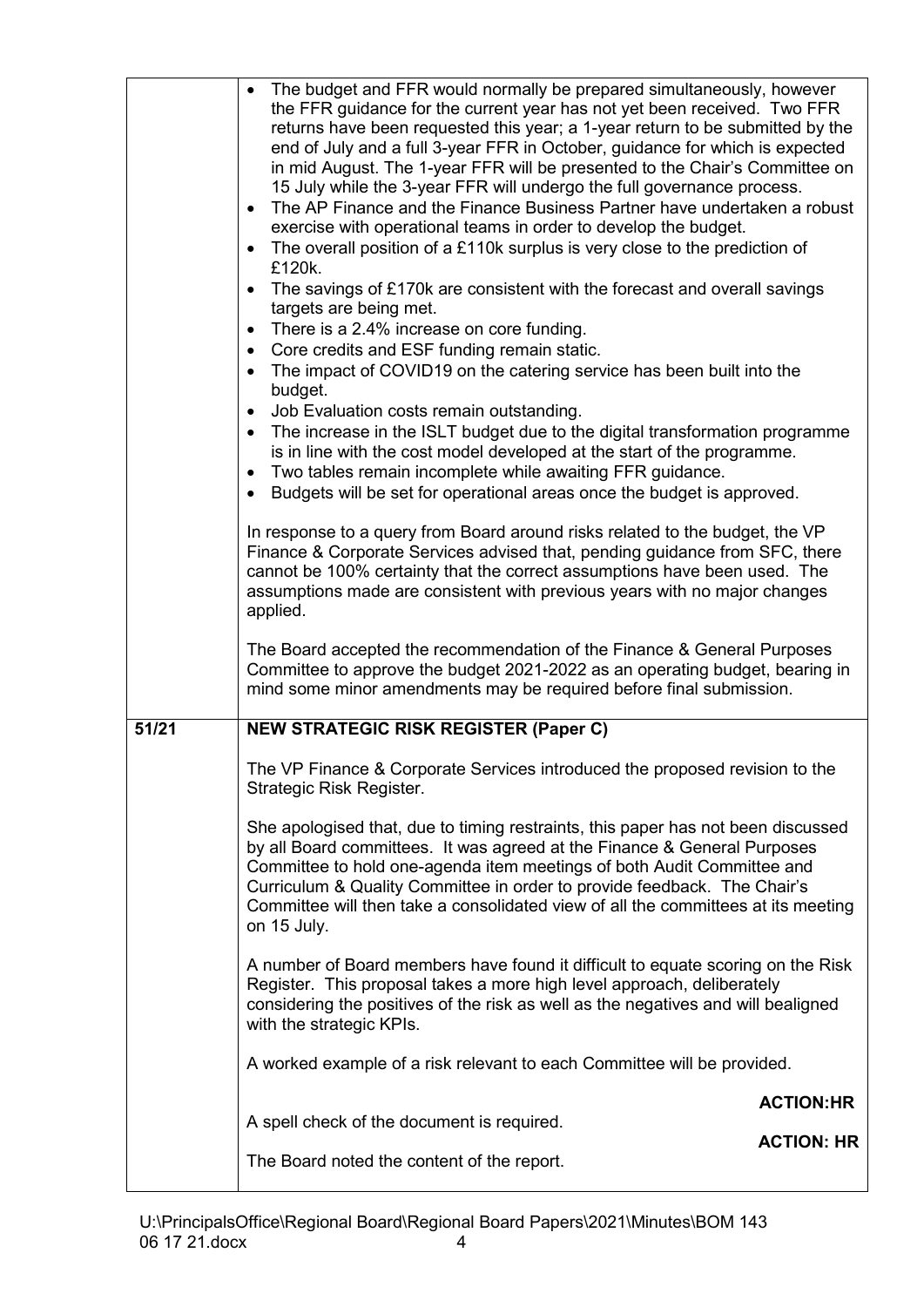| | |
|---|---|
| | • The budget and FFR would normally be prepared simultaneously, however the FFR guidance for the current year has not yet been received. Two FFR returns have been requested this year; a 1-year return to be submitted by the end of July and a full 3-year FFR in October, guidance for which is expected in mid August. The 1-year FFR will be presented to the Chair's Committee on 15 July while the 3-year FFR will undergo the full governance process.<br>• The AP Finance and the Finance Business Partner have undertaken a robust exercise with operational teams in order to develop the budget.<br>• The overall position of a £110k surplus is very close to the prediction of £120k.<br>• The savings of £170k are consistent with the forecast and overall savings targets are being met.<br>• There is a 2.4% increase on core funding.<br>• Core credits and ESF funding remain static.<br>• The impact of COVID19 on the catering service has been built into the budget.<br>• Job Evaluation costs remain outstanding.<br>• The increase in the ISLT budget due to the digital transformation programme is in line with the cost model developed at the start of the programme.<br>• Two tables remain incomplete while awaiting FFR guidance.<br>• Budgets will be set for operational areas once the budget is approved.<br><br>In response to a query from Board around risks related to the budget, the VP Finance & Corporate Services advised that, pending guidance from SFC, there cannot be 100% certainty that the correct assumptions have been used. The assumptions made are consistent with previous years with no major changes applied.<br><br>The Board accepted the recommendation of the Finance & General Purposes Committee to approve the budget 2021-2022 as an operating budget, bearing in mind some minor amendments may be required before final submission. |
| **51/21** | **NEW STRATEGIC RISK REGISTER (Paper C)**<br><br>The VP Finance & Corporate Services introduced the proposed revision to the Strategic Risk Register.<br><br>She apologised that, due to timing restraints, this paper has not been discussed by all Board committees. It was agreed at the Finance & General Purposes Committee to hold one-agenda item meetings of both Audit Committee and Curriculum & Quality Committee in order to provide feedback. The Chair's Committee will then take a consolidated view of all the committees at its meeting on 15 July.<br><br>A number of Board members have found it difficult to equate scoring on the Risk Register. This proposal takes a more high level approach, deliberately considering the positives of the risk as well as the negatives and will bealigned with the strategic KPIs.<br><br>A worked example of a risk relevant to each Committee will be provided.<br><br>**ACTION:HR**<br><br>A spell check of the document is required.<br><br>**ACTION: HR**<br><br>The Board noted the content of the report. |

U:\PrincipalsOffice\Regional Board\Regional Board Papers\2021\Minutes\BOM 143 06 17 21.docx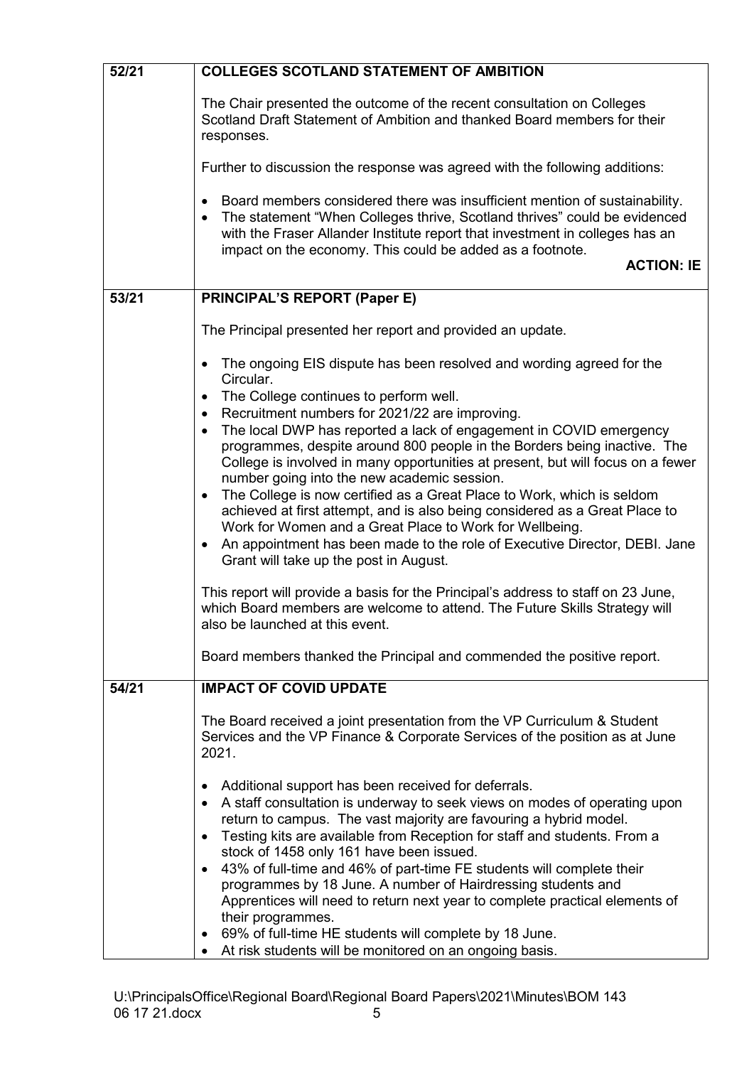| | |
|---|---|
| **52/21** | **COLLEGES SCOTLAND STATEMENT OF AMBITION**<br><br>The Chair presented the outcome of the recent consultation on Colleges Scotland Draft Statement of Ambition and thanked Board members for their responses.<br><br>Further to discussion the response was agreed with the following additions:<br><br>• Board members considered there was insufficient mention of sustainability.<br>• The statement "When Colleges thrive, Scotland thrives" could be evidenced with the Fraser Allander Institute report that investment in colleges has an impact on the economy. This could be added as a footnote.<br><br>**ACTION: IE** |
| **53/21** | **PRINCIPAL'S REPORT (Paper E)**<br><br>The Principal presented her report and provided an update.<br><br>• The ongoing EIS dispute has been resolved and wording agreed for the Circular.<br>• The College continues to perform well.<br>• Recruitment numbers for 2021/22 are improving.<br>• The local DWP has reported a lack of engagement in COVID emergency programmes, despite around 800 people in the Borders being inactive. The College is involved in many opportunities at present, but will focus on a fewer number going into the new academic session.<br>• The College is now certified as a Great Place to Work, which is seldom achieved at first attempt, and is also being considered as a Great Place to Work for Women and a Great Place to Work for Wellbeing.<br>• An appointment has been made to the role of Executive Director, DEBI. Jane Grant will take up the post in August.<br><br>This report will provide a basis for the Principal's address to staff on 23 June, which Board members are welcome to attend. The Future Skills Strategy will also be launched at this event.<br><br>Board members thanked the Principal and commended the positive report. |
| **54/21** | **IMPACT OF COVID UPDATE**<br><br>The Board received a joint presentation from the VP Curriculum & Student Services and the VP Finance & Corporate Services of the position as at June 2021.<br><br>• Additional support has been received for deferrals.<br>• A staff consultation is underway to seek views on modes of operating upon return to campus. The vast majority are favouring a hybrid model.<br>• Testing kits are available from Reception for staff and students. From a stock of 1458 only 161 have been issued.<br>• 43% of full-time and 46% of part-time FE students will complete their programmes by 18 June. A number of Hairdressing students and Apprentices will need to return next year to complete practical elements of their programmes.<br>• 69% of full-time HE students will complete by 18 June.<br>• At risk students will be monitored on an ongoing basis. |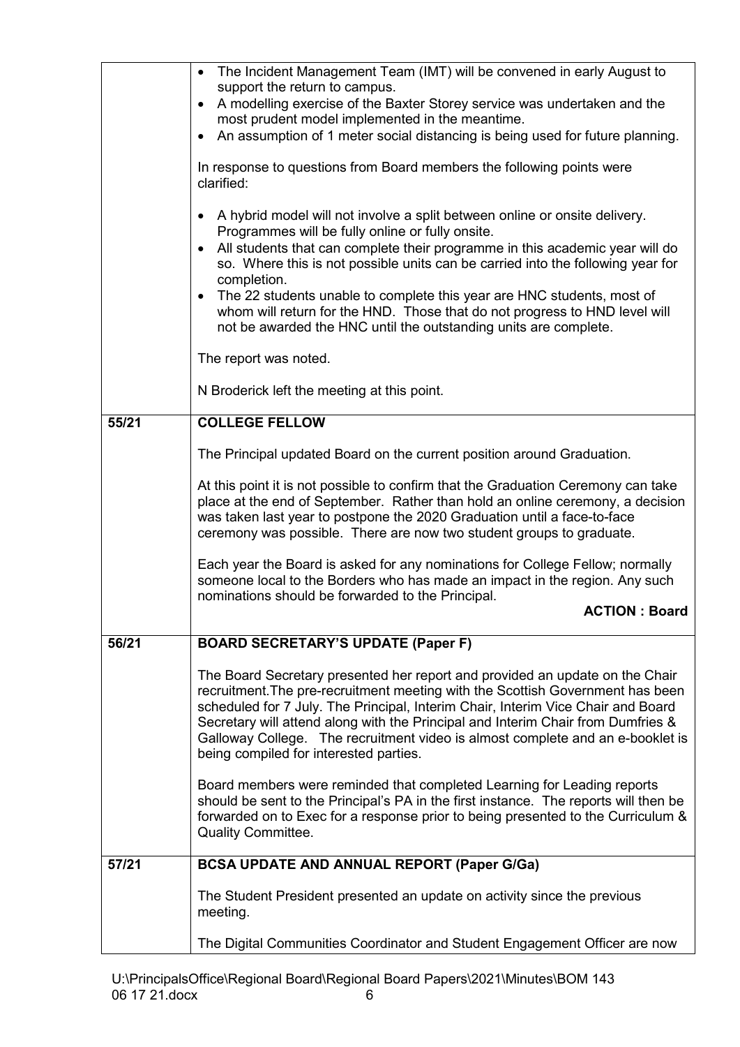| | |
|---|---|
| | • The Incident Management Team (IMT) will be convened in early August to support the return to campus.<br>• A modelling exercise of the Baxter Storey service was undertaken and the most prudent model implemented in the meantime.<br>• An assumption of 1 meter social distancing is being used for future planning.<br><br>In response to questions from Board members the following points were clarified:<br><br>• A hybrid model will not involve a split between online or onsite delivery. Programmes will be fully online or fully onsite.<br>• All students that can complete their programme in this academic year will do so. Where this is not possible units can be carried into the following year for completion.<br>• The 22 students unable to complete this year are HNC students, most of whom will return for the HND. Those that do not progress to HND level will not be awarded the HNC until the outstanding units are complete.<br><br>The report was noted.<br><br>N Broderick left the meeting at this point. |
| **55/21** | **COLLEGE FELLOW**<br><br>The Principal updated Board on the current position around Graduation.<br><br>At this point it is not possible to confirm that the Graduation Ceremony can take place at the end of September. Rather than hold an online ceremony, a decision was taken last year to postpone the 2020 Graduation until a face-to-face ceremony was possible. There are now two student groups to graduate.<br><br>Each year the Board is asked for any nominations for College Fellow; normally someone local to the Borders who has made an impact in the region. Any such nominations should be forwarded to the Principal.<br>**ACTION : Board** |
| **56/21** | **BOARD SECRETARY'S UPDATE (Paper F)**<br><br>The Board Secretary presented her report and provided an update on the Chair recruitment.The pre-recruitment meeting with the Scottish Government has been scheduled for 7 July. The Principal, Interim Chair, Interim Vice Chair and Board Secretary will attend along with the Principal and Interim Chair from Dumfries & Galloway College. The recruitment video is almost complete and an e-booklet is being compiled for interested parties.<br><br>Board members were reminded that completed Learning for Leading reports should be sent to the Principal's PA in the first instance. The reports will then be forwarded on to Exec for a response prior to being presented to the Curriculum & Quality Committee. |
| **57/21** | **BCSA UPDATE AND ANNUAL REPORT (Paper G/Ga)**<br><br>The Student President presented an update on activity since the previous meeting.<br><br>The Digital Communities Coordinator and Student Engagement Officer are now |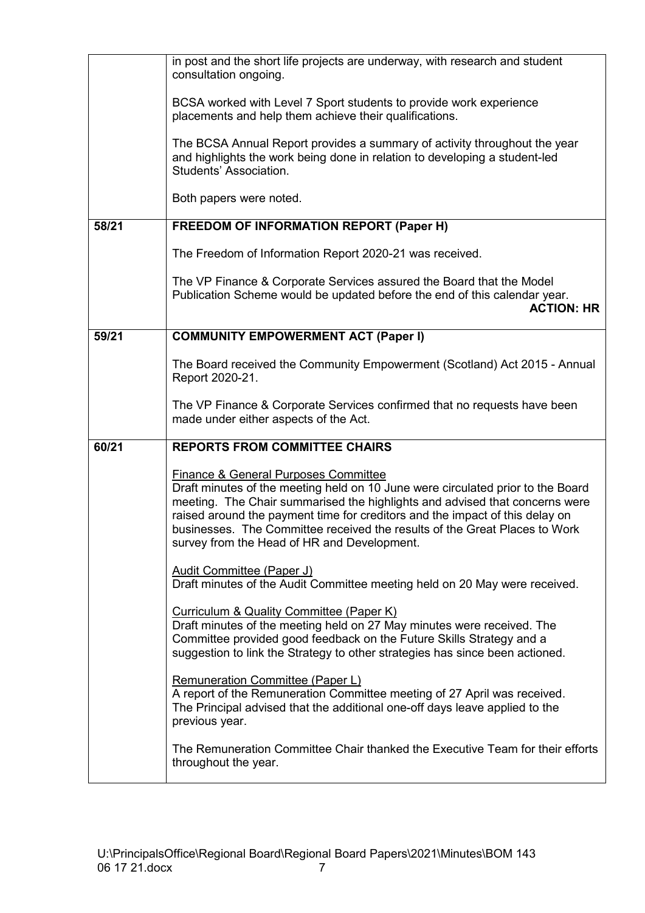| | |
|---|---|
| | in post and the short life projects are underway, with research and student consultation ongoing.<br><br>BCSA worked with Level 7 Sport students to provide work experience placements and help them achieve their qualifications.<br><br>The BCSA Annual Report provides a summary of activity throughout the year and highlights the work being done in relation to developing a student-led Students' Association.<br><br>Both papers were noted. |
| **58/21** | **FREEDOM OF INFORMATION REPORT (Paper H)**<br><br>The Freedom of Information Report 2020-21 was received.<br><br>The VP Finance & Corporate Services assured the Board that the Model Publication Scheme would be updated before the end of this calendar year.<br>**ACTION: HR** |
| **59/21** | **COMMUNITY EMPOWERMENT ACT (Paper I)**<br><br>The Board received the Community Empowerment (Scotland) Act 2015 - Annual Report 2020-21.<br><br>The VP Finance & Corporate Services confirmed that no requests have been made under either aspects of the Act. |
| **60/21** | **REPORTS FROM COMMITTEE CHAIRS**<br><br><u>Finance & General Purposes Committee</u><br>Draft minutes of the meeting held on 10 June were circulated prior to the Board meeting. The Chair summarised the highlights and advised that concerns were raised around the payment time for creditors and the impact of this delay on businesses. The Committee received the results of the Great Places to Work survey from the Head of HR and Development.<br><br><u>Audit Committee (Paper J)</u><br>Draft minutes of the Audit Committee meeting held on 20 May were received.<br><br><u>Curriculum & Quality Committee (Paper K)</u><br>Draft minutes of the meeting held on 27 May minutes were received. The Committee provided good feedback on the Future Skills Strategy and a suggestion to link the Strategy to other strategies has since been actioned.<br><br><u>Remuneration Committee (Paper L)</u><br>A report of the Remuneration Committee meeting of 27 April was received. The Principal advised that the additional one-off days leave applied to the previous year.<br><br>The Remuneration Committee Chair thanked the Executive Team for their efforts throughout the year. |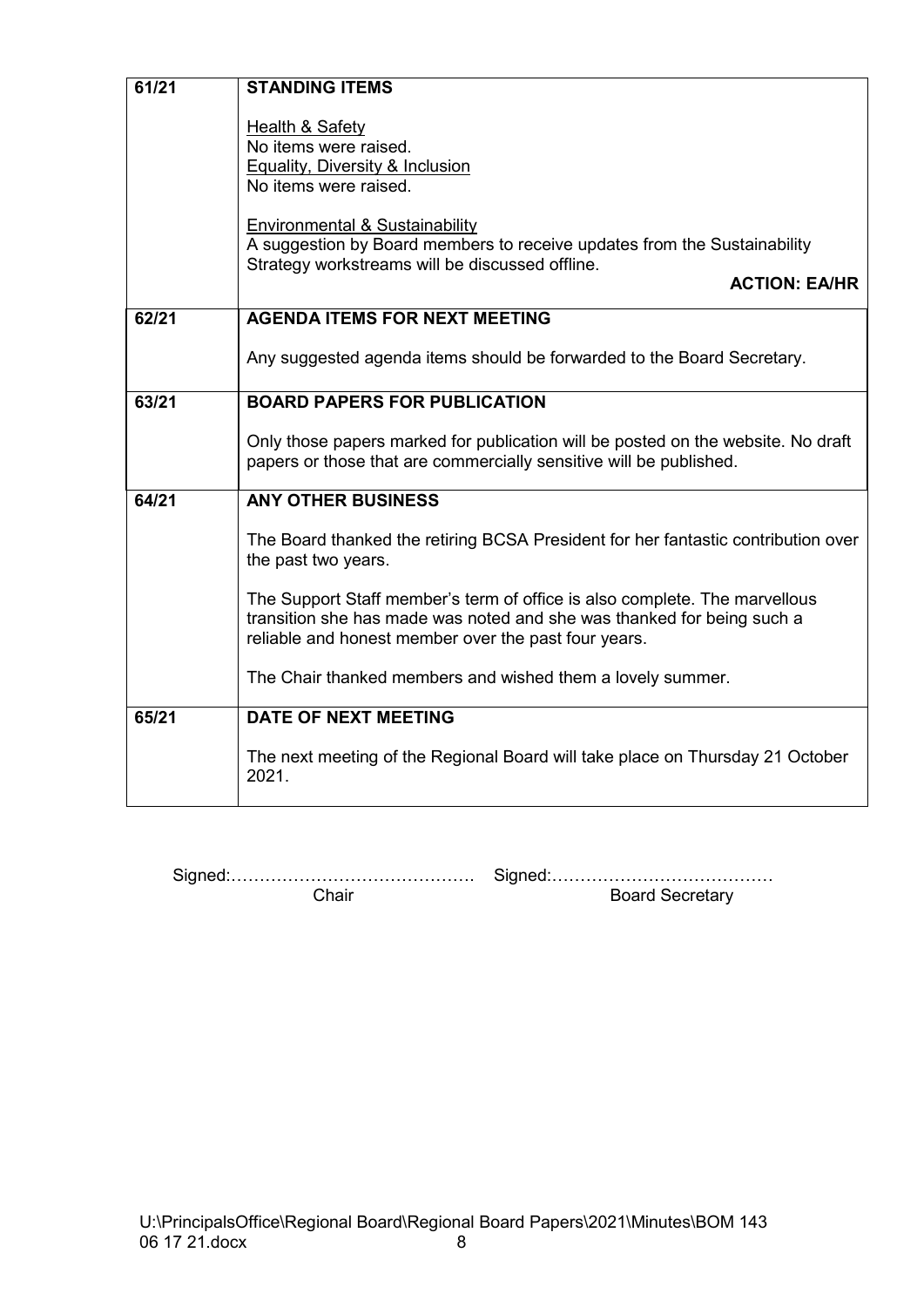| | |
|---|---|
| 61/21 | **STANDING ITEMS**<br><br>Health & Safety<br>No items were raised.<br>Equality, Diversity & Inclusion<br>No items were raised.<br><br>Environmental & Sustainability<br>A suggestion by Board members to receive updates from the Sustainability Strategy workstreams will be discussed offline.<br>**ACTION: EA/HR** |
| 62/21 | **AGENDA ITEMS FOR NEXT MEETING**<br><br>Any suggested agenda items should be forwarded to the Board Secretary. |
| 63/21 | **BOARD PAPERS FOR PUBLICATION**<br><br>Only those papers marked for publication will be posted on the website. No draft papers or those that are commercially sensitive will be published. |
| 64/21 | **ANY OTHER BUSINESS**<br><br>The Board thanked the retiring BCSA President for her fantastic contribution over the past two years.<br><br>The Support Staff member's term of office is also complete. The marvellous transition she has made was noted and she was thanked for being such a reliable and honest member over the past four years.<br><br>The Chair thanked members and wished them a lovely summer. |
| 65/21 | **DATE OF NEXT MEETING**<br><br>The next meeting of the Regional Board will take place on Thursday 21 October 2021. |

Signed:…………………………………… Chair

Signed:………………………………… Board Secretary

U:\PrincipalsOffice\Regional Board\Regional Board Papers\2021\Minutes\BOM 143 06 17 21.docx